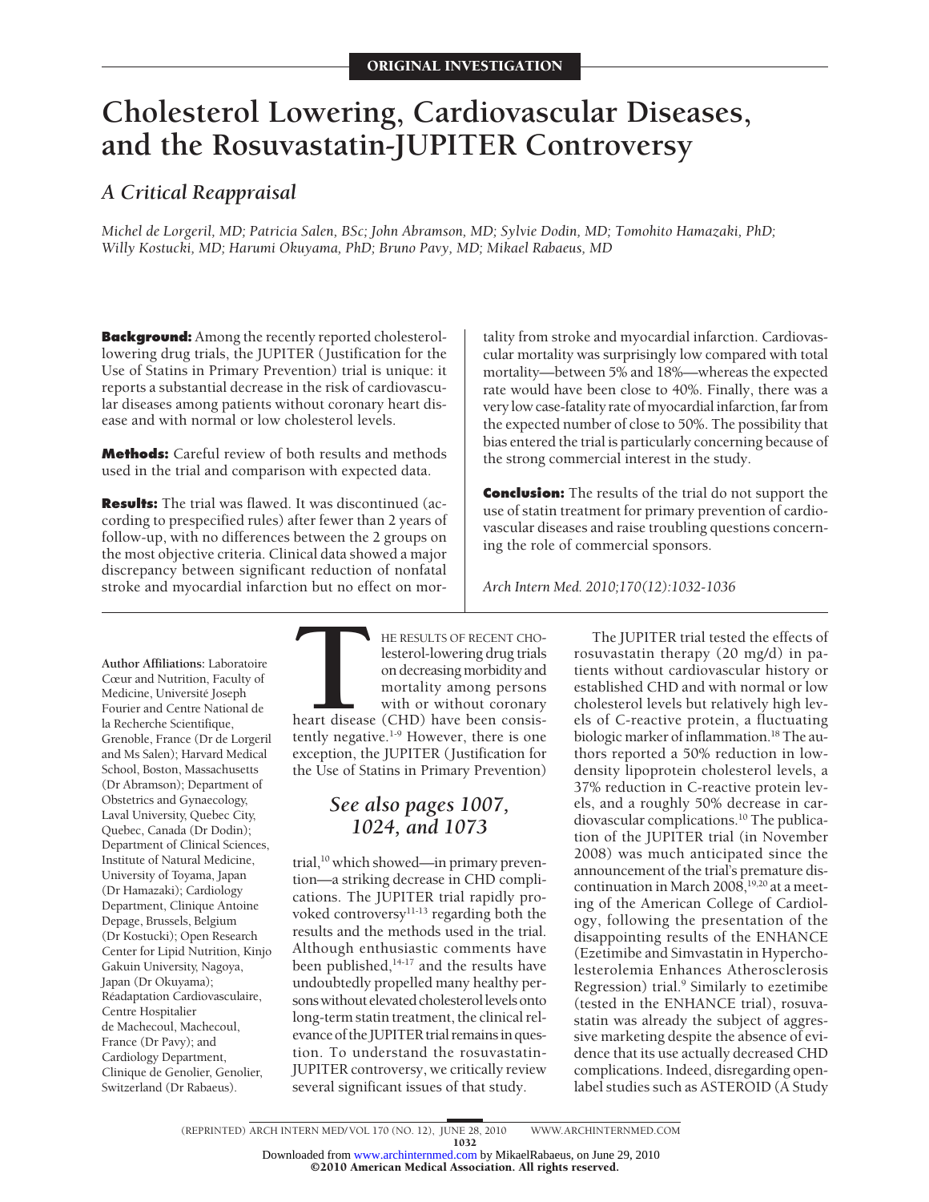ORIGINAL INVESTIGATION

# Cholesterol Lowering, Cardiovascular Diseases, and the Rosuvastatin-JUPITER Controversy

## A Critical Reappraisal

*Michel de Lorgeril, MD; Patricia Salen, BSc; John Abramson, MD; Sylvie Dodin, MD; Tomohito Hamazaki, PhD; Willy Kostucki, MD; Harumi Okuyama, PhD; Bruno Pavy, MD; Mikael Rabaeus, MD*

**Background:** Among the recently reported cholesterol-lowering drug trials, the JUPITER (Justification for the Use of Statins in Primary Prevention) trial is unique: it reports a substantial decrease in the risk of cardiovascular diseases among patients without coronary heart disease and with normal or low cholesterol levels.

**Methods:** Careful review of both results and methods used in the trial and comparison with expected data.

**Results:** The trial was flawed. It was discontinued (according to prespecified rules) after fewer than 2 years of follow-up, with no differences between the 2 groups on the most objective criteria. Clinical data showed a major discrepancy between significant reduction of nonfatal stroke and myocardial infarction but no effect on mortality from stroke and myocardial infarction. Cardiovascular mortality was surprisingly low compared with total mortality—between 5% and 18%—whereas the expected rate would have been close to 40%. Finally, there was a very low case-fatality rate of myocardial infarction, far from the expected number of close to 50%. The possibility that bias entered the trial is particularly concerning because of the strong commercial interest in the study.

**Conclusion:** The results of the trial do not support the use of statin treatment for primary prevention of cardiovascular diseases and raise troubling questions concerning the role of commercial sponsors.

*Arch Intern Med. 2010;170(12):1032-1036*

**Author Affiliations:** Laboratoire Cœur and Nutrition, Faculty of Medicine, Université Joseph Fourier and Centre National de la Recherche Scientifique, Grenoble, France (Dr de Lorgeril and Ms Salen); Harvard Medical School, Boston, Massachusetts (Dr Abramson); Department of Obstetrics and Gynaecology, Laval University, Quebec City, Quebec, Canada (Dr Dodin); Department of Clinical Sciences, Institute of Natural Medicine, University of Toyama, Japan (Dr Hamazaki); Cardiology Department, Clinique Antoine Depage, Brussels, Belgium (Dr Kostucki); Open Research Center for Lipid Nutrition, Kinjo Gakuin University, Nagoya, Japan (Dr Okuyama); Réadaptation Cardiovasculaire, Centre Hospitalier de Machecoul, Machecoul, France (Dr Pavy); and Cardiology Department, Clinique de Genolier, Genolier, Switzerland (Dr Rabaeus).

THE RESULTS OF RECENT CHOlesterol-lowering drug trials on decreasing morbidity and mortality among persons with or without coronary heart disease (CHD) have been consistently negative.[1-9] However, there is one exception, the JUPITER (Justification for the Use of Statins in Primary Prevention) trial,[10] which showed—in primary prevention—a striking decrease in CHD complications. The JUPITER trial rapidly provoked controversy[11-13] regarding both the results and the methods used in the trial. Although enthusiastic comments have been published,[14-17] and the results have undoubtedly propelled many healthy persons without elevated cholesterol levels onto long-term statin treatment, the clinical relevance of the JUPITER trial remains in question. To understand the rosuvastatin-JUPITER controversy, we critically review several significant issues of that study.

*See also pages 1007, 1024, and 1073*

The JUPITER trial tested the effects of rosuvastatin therapy (20 mg/d) in patients without cardiovascular history or established CHD and with normal or low cholesterol levels but relatively high levels of C-reactive protein, a fluctuating biologic marker of inflammation.[18] The authors reported a 50% reduction in low-density lipoprotein cholesterol levels, a 37% reduction in C-reactive protein levels, and a roughly 50% decrease in cardiovascular complications.[10] The publication of the JUPITER trial (in November 2008) was much anticipated since the announcement of the trial's premature discontinuation in March 2008,[19,20] at a meeting of the American College of Cardiology, following the presentation of the disappointing results of the ENHANCE (Ezetimibe and Simvastatin in Hypercholesterolemia Enhances Atherosclerosis Regression) trial.[9] Similarly to ezetimibe (tested in the ENHANCE trial), rosuvastatin was already the subject of aggressive marketing despite the absence of evidence that its use actually decreased CHD complications. Indeed, disregarding open-label studies such as ASTEROID (A Study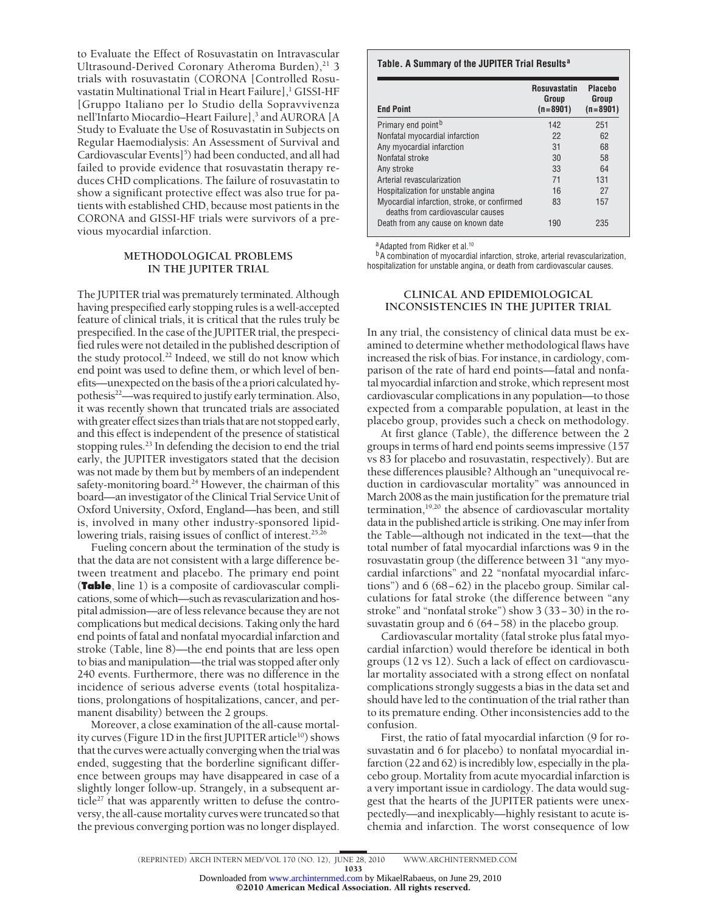to Evaluate the Effect of Rosuvastatin on Intravascular Ultrasound-Derived Coronary Atheroma Burden),[21] 3 trials with rosuvastatin (CORONA [Controlled Rosuvastatin Multinational Trial in Heart Failure],[1] GISSI-HF [Gruppo Italiano per lo Studio della Sopravvivenza nell'Infarto Miocardio–Heart Failure],[3] and AURORA [A Study to Evaluate the Use of Rosuvastatin in Subjects on Regular Haemodialysis: An Assessment of Survival and Cardiovascular Events][5]) had been conducted, and all had failed to provide evidence that rosuvastatin therapy reduces CHD complications. The failure of rosuvastatin to show a significant protective effect was also true for patients with established CHD, because most patients in the CORONA and GISSI-HF trials were survivors of a previous myocardial infarction.

## METHODOLOGICAL PROBLEMS IN THE JUPITER TRIAL

The JUPITER trial was prematurely terminated. Although having prespecified early stopping rules is a well-accepted feature of clinical trials, it is critical that the rules truly be prespecified. In the case of the JUPITER trial, the prespecified rules were not detailed in the published description of the study protocol.[22] Indeed, we still do not know which end point was used to define them, or which level of benefits—unexpected on the basis of the a priori calculated hypothesis[22]—was required to justify early termination. Also, it was recently shown that truncated trials are associated with greater effect sizes than trials that are not stopped early, and this effect is independent of the presence of statistical stopping rules.[23] In defending the decision to end the trial early, the JUPITER investigators stated that the decision was not made by them but by members of an independent safety-monitoring board.[24] However, the chairman of this board—an investigator of the Clinical Trial Service Unit of Oxford University, Oxford, England—has been, and still is, involved in many other industry-sponsored lipid-lowering trials, raising issues of conflict of interest.[25,26]

Fueling concern about the termination of the study is that the data are not consistent with a large difference between treatment and placebo. The primary end point (**Table**, line 1) is a composite of cardiovascular complications, some of which—such as revascularization and hospital admission—are of less relevance because they are not complications but medical decisions. Taking only the hard end points of fatal and nonfatal myocardial infarction and stroke (Table, line 8)—the end points that are less open to bias and manipulation—the trial was stopped after only 240 events. Furthermore, there was no difference in the incidence of serious adverse events (total hospitalizations, prolongations of hospitalizations, cancer, and permanent disability) between the 2 groups.

Moreover, a close examination of the all-cause mortality curves (Figure 1D in the first JUPITER article[10]) shows that the curves were actually converging when the trial was ended, suggesting that the borderline significant difference between groups may have disappeared in case of a slightly longer follow-up. Strangely, in a subsequent article[27] that was apparently written to defuse the controversy, the all-cause mortality curves were truncated so that the previous converging portion was no longer displayed.

**Table. A Summary of the JUPITER Trial Results[a]**

| End Point | Rosuvastatin Group (n=8901) | Placebo Group (n=8901) |
|---|---|---|
| Primary end point[b] | 142 | 251 |
| Nonfatal myocardial infarction | 22 | 62 |
| Any myocardial infarction | 31 | 68 |
| Nonfatal stroke | 30 | 58 |
| Any stroke | 33 | 64 |
| Arterial revascularization | 71 | 131 |
| Hospitalization for unstable angina | 16 | 27 |
| Myocardial infarction, stroke, or confirmed deaths from cardiovascular causes | 83 | 157 |
| Death from any cause on known date | 190 | 235 |

[a] Adapted from Ridker et al.[10]

[b] A combination of myocardial infarction, stroke, arterial revascularization, hospitalization for unstable angina, or death from cardiovascular causes.

## CLINICAL AND EPIDEMIOLOGICAL INCONSISTENCIES IN THE JUPITER TRIAL

In any trial, the consistency of clinical data must be examined to determine whether methodological flaws have increased the risk of bias. For instance, in cardiology, comparison of the rate of hard end points—fatal and nonfatal myocardial infarction and stroke, which represent most cardiovascular complications in any population—to those expected from a comparable population, at least in the placebo group, provides such a check on methodology.

At first glance (Table), the difference between the 2 groups in terms of hard end points seems impressive (157 vs 83 for placebo and rosuvastatin, respectively). But are these differences plausible? Although an "unequivocal reduction in cardiovascular mortality" was announced in March 2008 as the main justification for the premature trial termination,[19,20] the absence of cardiovascular mortality data in the published article is striking. One may infer from the Table—although not indicated in the text—that the total number of fatal myocardial infarctions was 9 in the rosuvastatin group (the difference between 31 "any myocardial infarctions" and 22 "nonfatal myocardial infarctions") and 6 (68 − 62) in the placebo group. Similar calculations for fatal stroke (the difference between "any stroke" and "nonfatal stroke") show 3 (33 − 30) in the rosuvastatin group and 6 (64 − 58) in the placebo group.

Cardiovascular mortality (fatal stroke plus fatal myocardial infarction) would therefore be identical in both groups (12 vs 12). Such a lack of effect on cardiovascular mortality associated with a strong effect on nonfatal complications strongly suggests a bias in the data set and should have led to the continuation of the trial rather than to its premature ending. Other inconsistencies add to the confusion.

First, the ratio of fatal myocardial infarction (9 for rosuvastatin and 6 for placebo) to nonfatal myocardial infarction (22 and 62) is incredibly low, especially in the placebo group. Mortality from acute myocardial infarction is a very important issue in cardiology. The data would suggest that the hearts of the JUPITER patients were unexpectedly—and inexplicably—highly resistant to acute ischemia and infarction. The worst consequence of low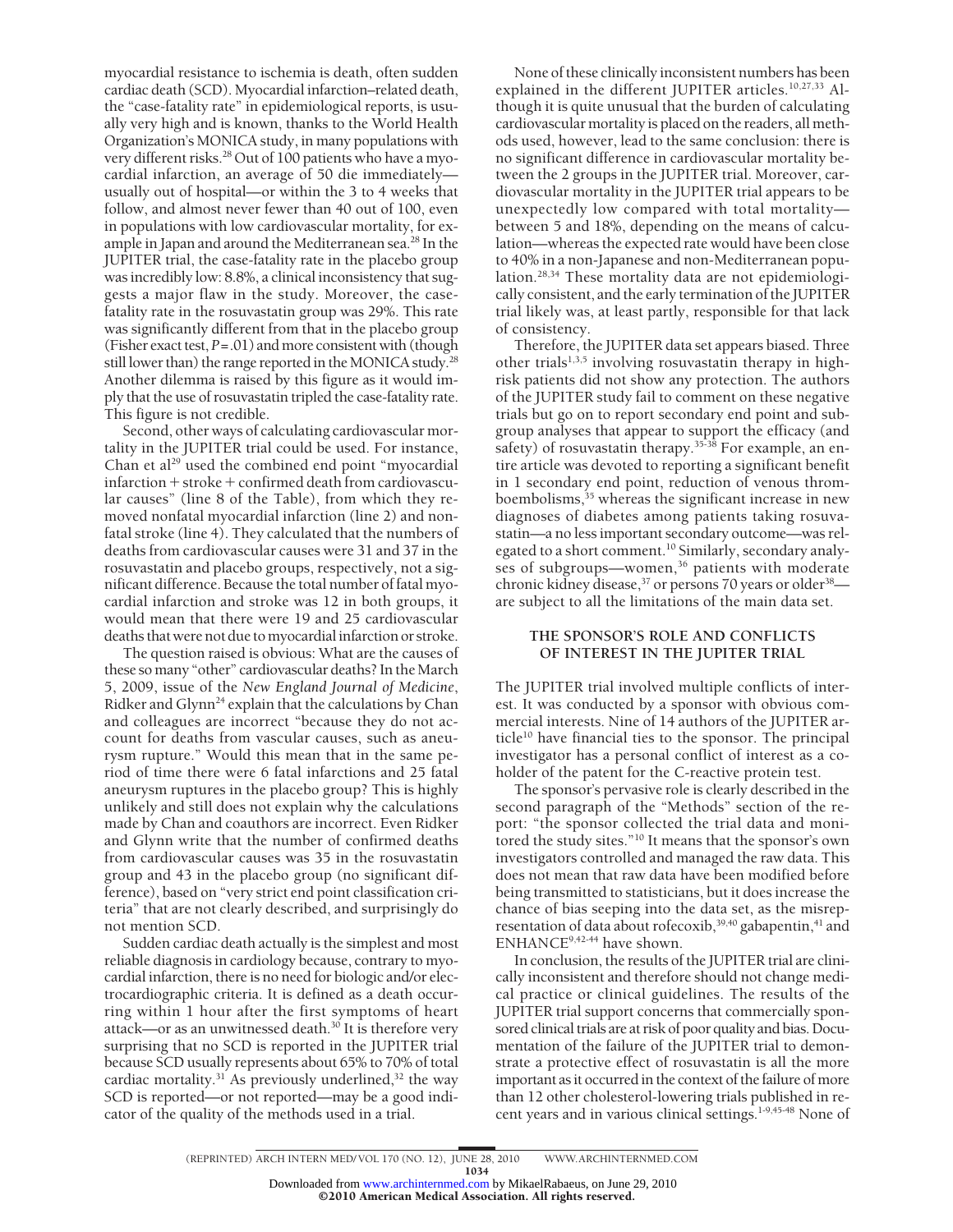myocardial resistance to ischemia is death, often sudden cardiac death (SCD). Myocardial infarction–related death, the "case-fatality rate" in epidemiological reports, is usually very high and is known, thanks to the World Health Organization's MONICA study, in many populations with very different risks.[28] Out of 100 patients who have a myocardial infarction, an average of 50 die immediately—usually out of hospital—or within the 3 to 4 weeks that follow, and almost never fewer than 40 out of 100, even in populations with low cardiovascular mortality, for example in Japan and around the Mediterranean sea.[28] In the JUPITER trial, the case-fatality rate in the placebo group was incredibly low: 8.8%, a clinical inconsistency that suggests a major flaw in the study. Moreover, the case-fatality rate in the rosuvastatin group was 29%. This rate was significantly different from that in the placebo group (Fisher exact test, $P = .01$) and more consistent with (though still lower than) the range reported in the MONICA study.[28] Another dilemma is raised by this figure as it would imply that the use of rosuvastatin tripled the case-fatality rate. This figure is not credible.

Second, other ways of calculating cardiovascular mortality in the JUPITER trial could be used. For instance, Chan et al[29] used the combined end point "myocardial infarction + stroke + confirmed death from cardiovascular causes" (line 8 of the Table), from which they removed nonfatal myocardial infarction (line 2) and nonfatal stroke (line 4). They calculated that the numbers of deaths from cardiovascular causes were 31 and 37 in the rosuvastatin and placebo groups, respectively, not a significant difference. Because the total number of fatal myocardial infarction and stroke was 12 in both groups, it would mean that there were 19 and 25 cardiovascular deaths that were not due to myocardial infarction or stroke.

The question raised is obvious: What are the causes of these so many "other" cardiovascular deaths? In the March 5, 2009, issue of the *New England Journal of Medicine*, Ridker and Glynn[24] explain that the calculations by Chan and colleagues are incorrect "because they do not account for deaths from vascular causes, such as aneurysm rupture." Would this mean that in the same period of time there were 6 fatal infarctions and 25 fatal aneurysm ruptures in the placebo group? This is highly unlikely and still does not explain why the calculations made by Chan and coauthors are incorrect. Even Ridker and Glynn write that the number of confirmed deaths from cardiovascular causes was 35 in the rosuvastatin group and 43 in the placebo group (no significant difference), based on "very strict end point classification criteria" that are not clearly described, and surprisingly do not mention SCD.

Sudden cardiac death actually is the simplest and most reliable diagnosis in cardiology because, contrary to myocardial infarction, there is no need for biologic and/or electrocardiographic criteria. It is defined as a death occurring within 1 hour after the first symptoms of heart attack—or as an unwitnessed death.[30] It is therefore very surprising that no SCD is reported in the JUPITER trial because SCD usually represents about 65% to 70% of total cardiac mortality.[31] As previously underlined,[32] the way SCD is reported—or not reported—may be a good indicator of the quality of the methods used in a trial.

None of these clinically inconsistent numbers has been explained in the different JUPITER articles.[10,27,33] Although it is quite unusual that the burden of calculating cardiovascular mortality is placed on the readers, all methods used, however, lead to the same conclusion: there is no significant difference in cardiovascular mortality between the 2 groups in the JUPITER trial. Moreover, cardiovascular mortality in the JUPITER trial appears to be unexpectedly low compared with total mortality—between 5 and 18%, depending on the means of calculation—whereas the expected rate would have been close to 40% in a non-Japanese and non-Mediterranean population.[28,34] These mortality data are not epidemiologically consistent, and the early termination of the JUPITER trial likely was, at least partly, responsible for that lack of consistency.

Therefore, the JUPITER data set appears biased. Three other trials[1,3,5] involving rosuvastatin therapy in high-risk patients did not show any protection. The authors of the JUPITER study fail to comment on these negative trials but go on to report secondary end point and subgroup analyses that appear to support the efficacy (and safety) of rosuvastatin therapy.[35-38] For example, an entire article was devoted to reporting a significant benefit in 1 secondary end point, reduction of venous thromboembolisms,[35] whereas the significant increase in new diagnoses of diabetes among patients taking rosuvastatin—a no less important secondary outcome—was relegated to a short comment.[10] Similarly, secondary analyses of subgroups—women,[36] patients with moderate chronic kidney disease,[37] or persons 70 years or older[38]—are subject to all the limitations of the main data set.

## THE SPONSOR'S ROLE AND CONFLICTS OF INTEREST IN THE JUPITER TRIAL

The JUPITER trial involved multiple conflicts of interest. It was conducted by a sponsor with obvious commercial interests. Nine of 14 authors of the JUPITER article[10] have financial ties to the sponsor. The principal investigator has a personal conflict of interest as a coholder of the patent for the C-reactive protein test.

The sponsor's pervasive role is clearly described in the second paragraph of the "Methods" section of the report: "the sponsor collected the trial data and monitored the study sites."[10] It means that the sponsor's own investigators controlled and managed the raw data. This does not mean that raw data have been modified before being transmitted to statisticians, but it does increase the chance of bias seeping into the data set, as the misrepresentation of data about rofecoxib,[39,40] gabapentin,[41] and ENHANCE[9,42-44] have shown.

In conclusion, the results of the JUPITER trial are clinically inconsistent and therefore should not change medical practice or clinical guidelines. The results of the JUPITER trial support concerns that commercially sponsored clinical trials are at risk of poor quality and bias. Documentation of the failure of the JUPITER trial to demonstrate a protective effect of rosuvastatin is all the more important as it occurred in the context of the failure of more than 12 other cholesterol-lowering trials published in recent years and in various clinical settings.[1-9,45-48] None of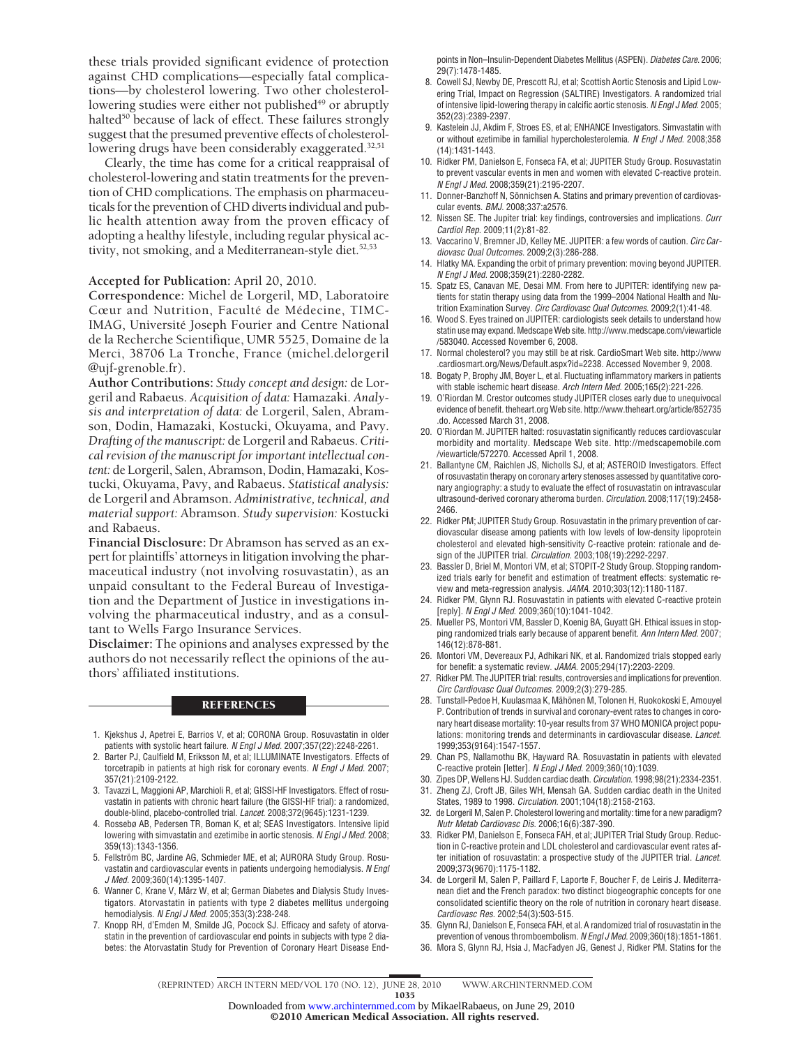these trials provided significant evidence of protection against CHD complications—especially fatal complications—by cholesterol lowering. Two other cholesterol-lowering studies were either not published[49] or abruptly halted[50] because of lack of effect. These failures strongly suggest that the presumed preventive effects of cholesterol-lowering drugs have been considerably exaggerated.[32,51]

Clearly, the time has come for a critical reappraisal of cholesterol-lowering and statin treatments for the prevention of CHD complications. The emphasis on pharmaceuticals for the prevention of CHD diverts individual and public health attention away from the proven efficacy of adopting a healthy lifestyle, including regular physical activity, not smoking, and a Mediterranean-style diet.[52,53]

**Accepted for Publication:** April 20, 2010.

**Correspondence:** Michel de Lorgeril, MD, Laboratoire Cœur and Nutrition, Faculté de Médecine, TIMC-IMAG, Université Joseph Fourier and Centre National de la Recherche Scientifique, UMR 5525, Domaine de la Merci, 38706 La Tronche, France (michel.delorgeril@ujf-grenoble.fr).

**Author Contributions:** *Study concept and design:* de Lorgeril and Rabaeus. *Acquisition of data:* Hamazaki. *Analysis and interpretation of data:* de Lorgeril, Salen, Abramson, Dodin, Hamazaki, Kostucki, Okuyama, and Pavy. *Drafting of the manuscript:* de Lorgeril and Rabaeus. *Critical revision of the manuscript for important intellectual content:* de Lorgeril, Salen, Abramson, Dodin, Hamazaki, Kostucki, Okuyama, Pavy, and Rabaeus. *Statistical analysis:* de Lorgeril and Abramson. *Administrative, technical, and material support:* Abramson. *Study supervision:* Kostucki and Rabaeus.

**Financial Disclosure:** Dr Abramson has served as an expert for plaintiffs' attorneys in litigation involving the pharmaceutical industry (not involving rosuvastatin), as an unpaid consultant to the Federal Bureau of Investigation and the Department of Justice in investigations involving the pharmaceutical industry, and as a consultant to Wells Fargo Insurance Services.

**Disclaimer:** The opinions and analyses expressed by the authors do not necessarily reflect the opinions of the authors' affiliated institutions.

## REFERENCES

1. Kjekshus J, Apetrei E, Barrios V, et al; CORONA Group. Rosuvastatin in older patients with systolic heart failure. *N Engl J Med*. 2007;357(22):2248-2261.
2. Barter PJ, Caulfield M, Eriksson M, et al; ILLUMINATE Investigators. Effects of torcetrapib in patients at high risk for coronary events. *N Engl J Med*. 2007; 357(21):2109-2122.
3. Tavazzi L, Maggioni AP, Marchioli R, et al; GISSI-HF Investigators. Effect of rosuvastatin in patients with chronic heart failure (the GISSI-HF trial): a randomized, double-blind, placebo-controlled trial. *Lancet*. 2008;372(9645):1231-1239.
4. Rossebø AB, Pedersen TR, Boman K, et al; SEAS Investigators. Intensive lipid lowering with simvastatin and ezetimibe in aortic stenosis. *N Engl J Med*. 2008; 359(13):1343-1356.
5. Fellström BC, Jardine AG, Schmieder ME, et al; AURORA Study Group. Rosuvastatin and cardiovascular events in patients undergoing hemodialysis. *N Engl J Med*. 2009;360(14):1395-1407.
6. Wanner C, Krane V, März W, et al; German Diabetes and Dialysis Study Investigators. Atorvastatin in patients with type 2 diabetes mellitus undergoing hemodialysis. *N Engl J Med*. 2005;353(3):238-248.
7. Knopp RH, d'Emden M, Smilde JG, Pocock SJ. Efficacy and safety of atorvastatin in the prevention of cardiovascular end points in subjects with type 2 diabetes: the Atorvastatin Study for Prevention of Coronary Heart Disease Endpoints in Non–Insulin-Dependent Diabetes Mellitus (ASPEN). *Diabetes Care*. 2006; 29(7):1478-1485.
8. Cowell SJ, Newby DE, Prescott RJ, et al; Scottish Aortic Stenosis and Lipid Lowering Trial, Impact on Regression (SALTIRE) Investigators. A randomized trial of intensive lipid-lowering therapy in calcific aortic stenosis. *N Engl J Med*. 2005; 352(23):2389-2397.
9. Kastelein JJ, Akdim F, Stroes ES, et al; ENHANCE Investigators. Simvastatin with or without ezetimibe in familial hypercholesterolemia. *N Engl J Med*. 2008;358 (14):1431-1443.
10. Ridker PM, Danielson E, Fonseca FA, et al; JUPITER Study Group. Rosuvastatin to prevent vascular events in men and women with elevated C-reactive protein. *N Engl J Med*. 2008;359(21):2195-2207.
11. Donner-Banzhoff N, Sönnichsen A. Statins and primary prevention of cardiovascular events. *BMJ*. 2008;337:a2576.
12. Nissen SE. The Jupiter trial: key findings, controversies and implications. *Curr Cardiol Rep*. 2009;11(2):81-82.
13. Vaccarino V, Bremner JD, Kelley ME. JUPITER: a few words of caution. *Circ Cardiovasc Qual Outcomes*. 2009;2(3):286-288.
14. Hlatky MA. Expanding the orbit of primary prevention: moving beyond JUPITER. *N Engl J Med*. 2008;359(21):2280-2282.
15. Spatz ES, Canavan ME, Desai MM. From here to JUPITER: identifying new patients for statin therapy using data from the 1999–2004 National Health and Nutrition Examination Survey. *Circ Cardiovasc Qual Outcomes*. 2009;2(1):41-48.
16. Wood S. Eyes trained on JUPITER: cardiologists seek details to understand how statin use may expand. Medscape Web site. http://www.medscape.com/viewarticle/583040. Accessed November 6, 2008.
17. Normal cholesterol? you may still be at risk. CardioSmart Web site. http://www.cardiosmart.org/News/Default.aspx?id=2238. Accessed November 9, 2008.
18. Bogaty P, Brophy JM, Boyer L, et al. Fluctuating inflammatory markers in patients with stable ischemic heart disease. *Arch Intern Med*. 2005;165(2):221-226.
19. O'Riordan M. Crestor outcomes study JUPITER closes early due to unequivocal evidence of benefit. theheart.org Web site. http://www.theheart.org/article/852735.do. Accessed March 31, 2008.
20. O'Riordan M. JUPITER halted: rosuvastatin significantly reduces cardiovascular morbidity and mortality. Medscape Web site. http://medscapemobile.com/viewarticle/572270. Accessed April 1, 2008.
21. Ballantyne CM, Raichlen JS, Nicholls SJ, et al; ASTEROID Investigators. Effect of rosuvastatin therapy on coronary artery stenoses assessed by quantitative coronary angiography: a study to evaluate the effect of rosuvastatin on intravascular ultrasound-derived coronary atheroma burden. *Circulation*. 2008;117(19):2458-2466.
22. Ridker PM; JUPITER Study Group. Rosuvastatin in the primary prevention of cardiovascular disease among patients with low levels of low-density lipoprotein cholesterol and elevated high-sensitivity C-reactive protein: rationale and design of the JUPITER trial. *Circulation*. 2003;108(19):2292-2297.
23. Bassler D, Briel M, Montori VM, et al; STOPIT-2 Study Group. Stopping randomized trials early for benefit and estimation of treatment effects: systematic review and meta-regression analysis. *JAMA*. 2010;303(12):1180-1187.
24. Ridker PM, Glynn RJ. Rosuvastatin in patients with elevated C-reactive protein [reply]. *N Engl J Med*. 2009;360(10):1041-1042.
25. Mueller PS, Montori VM, Bassler D, Koenig BA, Guyatt GH. Ethical issues in stopping randomized trials early because of apparent benefit. *Ann Intern Med*. 2007; 146(12):878-881.
26. Montori VM, Devereaux PJ, Adhikari NK, et al. Randomized trials stopped early for benefit: a systematic review. *JAMA*. 2005;294(17):2203-2209.
27. Ridker PM. The JUPITER trial: results, controversies and implications for prevention. *Circ Cardiovasc Qual Outcomes*. 2009;2(3):279-285.
28. Tunstall-Pedoe H, Kuulasmaa K, Mähönen M, Tolonen H, Ruokokoski E, Amouyel P. Contribution of trends in survival and coronary-event rates to changes in coronary heart disease mortality: 10-year results from 37 WHO MONICA project populations: monitoring trends and determinants in cardiovascular disease. *Lancet*. 1999;353(9164):1547-1557.
29. Chan PS, Nallamothu BK, Hayward RA. Rosuvastatin in patients with elevated C-reactive protein [letter]. *N Engl J Med*. 2009;360(10):1039.
30. Zipes DP, Wellens HJ. Sudden cardiac death. *Circulation*. 1998;98(21):2334-2351.
31. Zheng ZJ, Croft JB, Giles WH, Mensah GA. Sudden cardiac death in the United States, 1989 to 1998. *Circulation*. 2001;104(18):2158-2163.
32. de Lorgeril M, Salen P. Cholesterol lowering and mortality: time for a new paradigm? *Nutr Metab Cardiovasc Dis*. 2006;16(6):387-390.
33. Ridker PM, Danielson E, Fonseca FAH, et al; JUPITER Trial Study Group. Reduction in C-reactive protein and LDL cholesterol and cardiovascular event rates after initiation of rosuvastatin: a prospective study of the JUPITER trial. *Lancet*. 2009;373(9670):1175-1182.
34. de Lorgeril M, Salen P, Paillard F, Laporte F, Boucher F, de Leiris J. Mediterranean diet and the French paradox: two distinct biogeographic concepts for one consolidated scientific theory on the role of nutrition in coronary heart disease. *Cardiovasc Res*. 2002;54(3):503-515.
35. Glynn RJ, Danielson E, Fonseca FAH, et al. A randomized trial of rosuvastatin in the prevention of venous thromboembolism. *N Engl J Med*. 2009;360(18):1851-1861.
36. Mora S, Glynn RJ, Hsia J, MacFadyen JG, Genest J, Ridker PM. Statins for the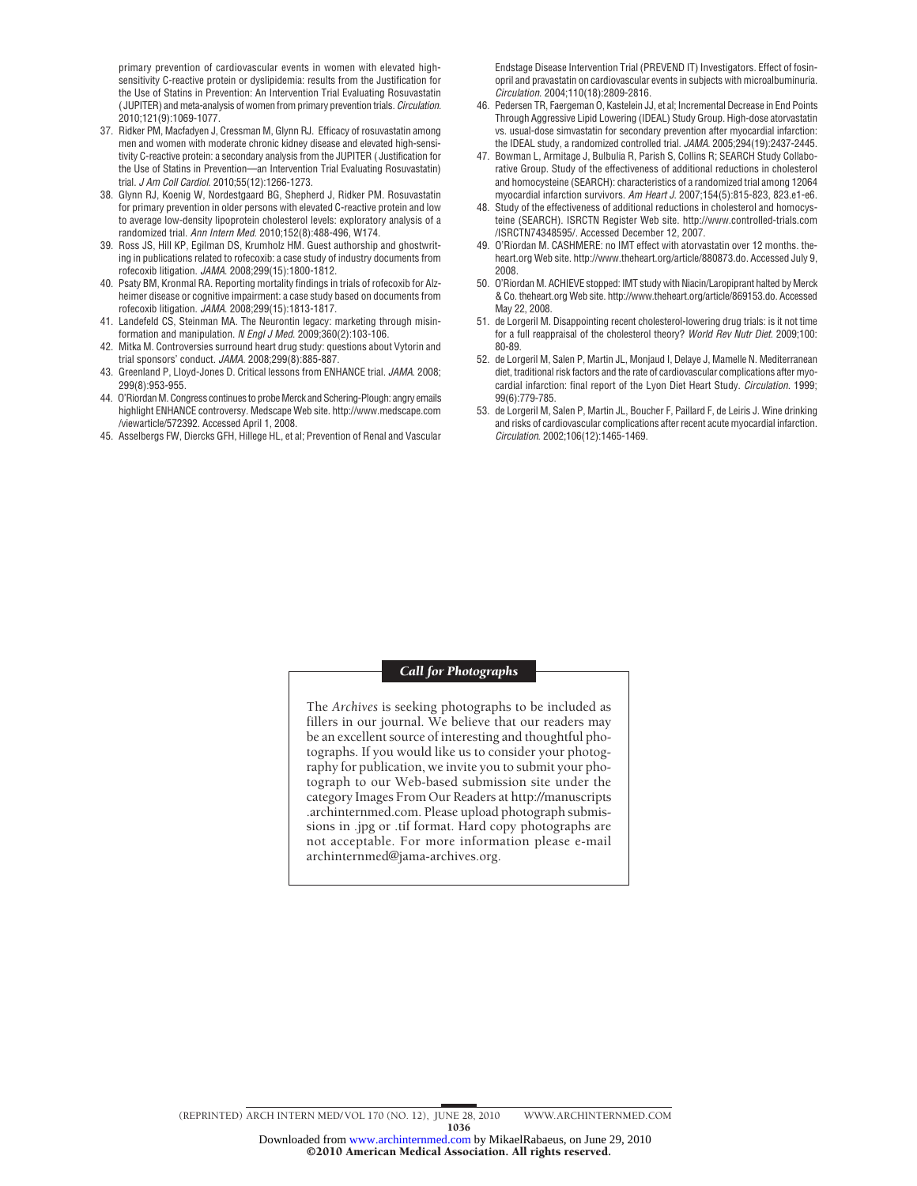primary prevention of cardiovascular events in women with elevated high-sensitivity C-reactive protein or dyslipidemia: results from the Justification for the Use of Statins in Prevention: An Intervention Trial Evaluating Rosuvastatin (JUPITER) and meta-analysis of women from primary prevention trials. *Circulation*. 2010;121(9):1069-1077.

37. Ridker PM, Macfadyen J, Cressman M, Glynn RJ. Efficacy of rosuvastatin among men and women with moderate chronic kidney disease and elevated high-sensitivity C-reactive protein: a secondary analysis from the JUPITER (Justification for the Use of Statins in Prevention—an Intervention Trial Evaluating Rosuvastatin) trial. *J Am Coll Cardiol*. 2010;55(12):1266-1273.
38. Glynn RJ, Koenig W, Nordestgaard BG, Shepherd J, Ridker PM. Rosuvastatin for primary prevention in older persons with elevated C-reactive protein and low to average low-density lipoprotein cholesterol levels: exploratory analysis of a randomized trial. *Ann Intern Med*. 2010;152(8):488-496, W174.
39. Ross JS, Hill KP, Egilman DS, Krumholz HM. Guest authorship and ghostwriting in publications related to rofecoxib: a case study of industry documents from rofecoxib litigation. *JAMA*. 2008;299(15):1800-1812.
40. Psaty BM, Kronmal RA. Reporting mortality findings in trials of rofecoxib for Alzheimer disease or cognitive impairment: a case study based on documents from rofecoxib litigation. *JAMA*. 2008;299(15):1813-1817.
41. Landefeld CS, Steinman MA. The Neurontin legacy: marketing through misinformation and manipulation. *N Engl J Med*. 2009;360(2):103-106.
42. Mitka M. Controversies surround heart drug study: questions about Vytorin and trial sponsors' conduct. *JAMA*. 2008;299(8):885-887.
43. Greenland P, Lloyd-Jones D. Critical lessons from ENHANCE trial. *JAMA*. 2008;299(8):953-955.
44. O'Riordan M. Congress continues to probe Merck and Schering-Plough: angry emails highlight ENHANCE controversy. Medscape Web site. http://www.medscape.com/viewarticle/572392. Accessed April 1, 2008.
45. Asselbergs FW, Diercks GFH, Hillege HL, et al; Prevention of Renal and Vascular Endstage Disease Intervention Trial (PREVEND IT) Investigators. Effect of fosinopril and pravastatin on cardiovascular events in subjects with microalbuminuria. *Circulation*. 2004;110(18):2809-2816.
46. Pedersen TR, Faergeman O, Kastelein JJ, et al; Incremental Decrease in End Points Through Aggressive Lipid Lowering (IDEAL) Study Group. High-dose atorvastatin vs. usual-dose simvastatin for secondary prevention after myocardial infarction: the IDEAL study, a randomized controlled trial. *JAMA*. 2005;294(19):2437-2445.
47. Bowman L, Armitage J, Bulbulia R, Parish S, Collins R; SEARCH Study Collaborative Group. Study of the effectiveness of additional reductions in cholesterol and homocysteine (SEARCH): characteristics of a randomized trial among 12064 myocardial infarction survivors. *Am Heart J*. 2007;154(5):815-823, 823.e1-e6.
48. Study of the effectiveness of additional reductions in cholesterol and homocysteine (SEARCH). ISRCTN Register Web site. http://www.controlled-trials.com/ISRCTN74348595/. Accessed December 12, 2007.
49. O'Riordan M. CASHMERE: no IMT effect with atorvastatin over 12 months. theheart.org Web site. http://www.theheart.org/article/880873.do. Accessed July 9, 2008.
50. O'Riordan M. ACHIEVE stopped: IMT study with Niacin/Laropiprant halted by Merck & Co. theheart.org Web site. http://www.theheart.org/article/869153.do. Accessed May 22, 2008.
51. de Lorgeril M. Disappointing recent cholesterol-lowering drug trials: is it not time for a full reappraisal of the cholesterol theory? *World Rev Nutr Diet*. 2009;100:80-89.
52. de Lorgeril M, Salen P, Martin JL, Monjaud I, Delaye J, Mamelle N. Mediterranean diet, traditional risk factors and the rate of cardiovascular complications after myocardial infarction: final report of the Lyon Diet Heart Study. *Circulation*. 1999;99(6):779-785.
53. de Lorgeril M, Salen P, Martin JL, Boucher F, Paillard F, de Leiris J. Wine drinking and risks of cardiovascular complications after recent acute myocardial infarction. *Circulation*. 2002;106(12):1465-1469.

### *Call for Photographs*

The *Archives* is seeking photographs to be included as fillers in our journal. We believe that our readers may be an excellent source of interesting and thoughtful photographs. If you would like us to consider your photography for publication, we invite you to submit your photograph to our Web-based submission site under the category Images From Our Readers at http://manuscripts.archinternmed.com. Please upload photograph submissions in .jpg or .tif format. Hard copy photographs are not acceptable. For more information please e-mail archinternmed@jama-archives.org.